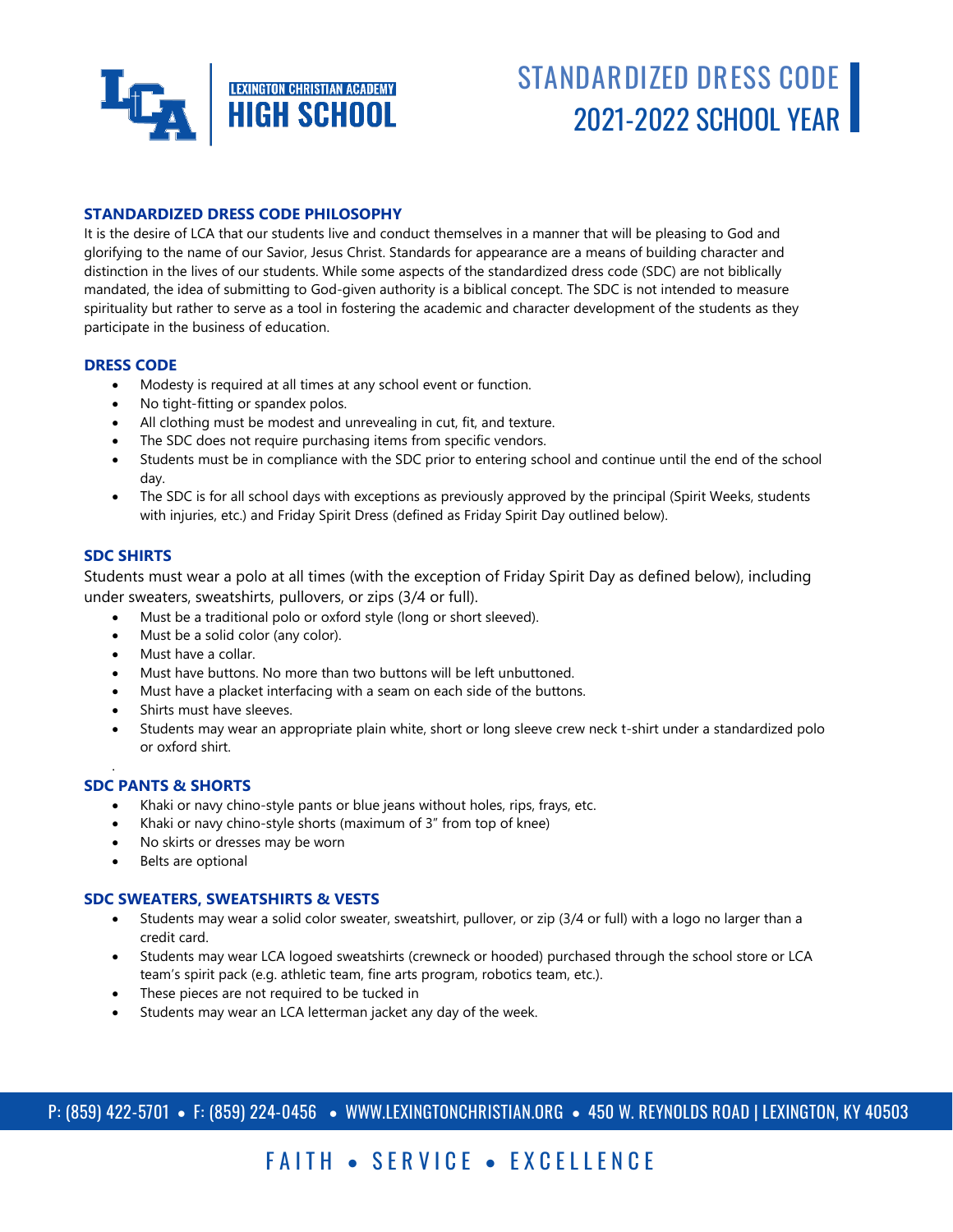LEXINGTON CHRISTIAN ACADEMY
HIGH SCHOOL

# STANDARDIZED DRESS CODE 2021-2022 SCHOOL YEAR

## STANDARDIZED DRESS CODE PHILOSOPHY

It is the desire of LCA that our students live and conduct themselves in a manner that will be pleasing to God and glorifying to the name of our Savior, Jesus Christ. Standards for appearance are a means of building character and distinction in the lives of our students. While some aspects of the standardized dress code (SDC) are not biblically mandated, the idea of submitting to God-given authority is a biblical concept. The SDC is not intended to measure spirituality but rather to serve as a tool in fostering the academic and character development of the students as they participate in the business of education.

## DRESS CODE

- Modesty is required at all times at any school event or function.
- No tight-fitting or spandex polos.
- All clothing must be modest and unrevealing in cut, fit, and texture.
- The SDC does not require purchasing items from specific vendors.
- Students must be in compliance with the SDC prior to entering school and continue until the end of the school day.
- The SDC is for all school days with exceptions as previously approved by the principal (Spirit Weeks, students with injuries, etc.) and Friday Spirit Dress (defined as Friday Spirit Day outlined below).

## SDC SHIRTS

Students must wear a polo at all times (with the exception of Friday Spirit Day as defined below), including under sweaters, sweatshirts, pullovers, or zips (3/4 or full).

- Must be a traditional polo or oxford style (long or short sleeved).
- Must be a solid color (any color).
- Must have a collar.
- Must have buttons. No more than two buttons will be left unbuttoned.
- Must have a placket interfacing with a seam on each side of the buttons.
- Shirts must have sleeves.
- Students may wear an appropriate plain white, short or long sleeve crew neck t-shirt under a standardized polo or oxford shirt.

## SDC PANTS & SHORTS

- Khaki or navy chino-style pants or blue jeans without holes, rips, frays, etc.
- Khaki or navy chino-style shorts (maximum of 3" from top of knee)
- No skirts or dresses may be worn
- Belts are optional

## SDC SWEATERS, SWEATSHIRTS & VESTS

- Students may wear a solid color sweater, sweatshirt, pullover, or zip (3/4 or full) with a logo no larger than a credit card.
- Students may wear LCA logoed sweatshirts (crewneck or hooded) purchased through the school store or LCA team's spirit pack (e.g. athletic team, fine arts program, robotics team, etc.).
- These pieces are not required to be tucked in
- Students may wear an LCA letterman jacket any day of the week.

P: (859) 422-5701 • F: (859) 224-0456 • WWW.LEXINGTONCHRISTIAN.ORG • 450 W. REYNOLDS ROAD | LEXINGTON, KY 40503

FAITH • SERVICE • EXCELLENCE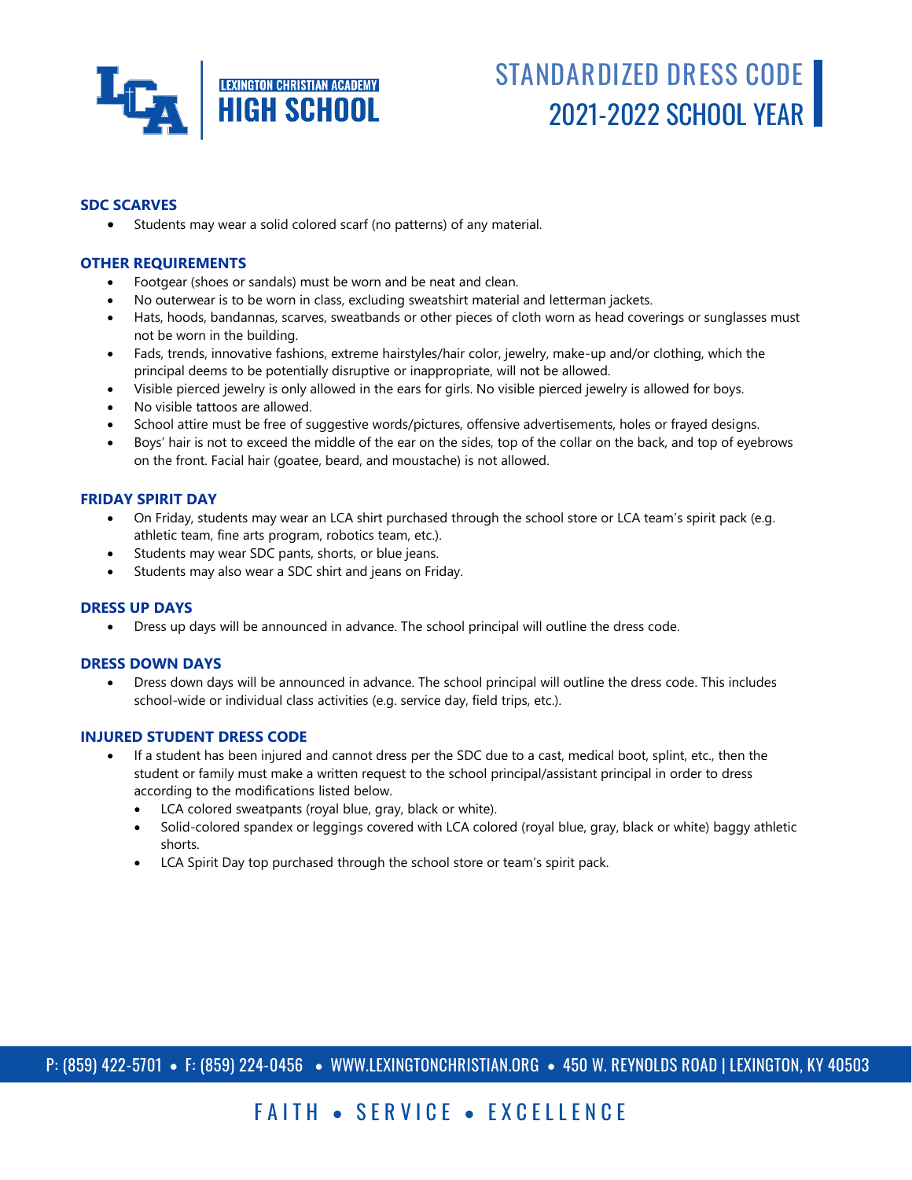## SDC SCARVES

- Students may wear a solid colored scarf (no patterns) of any material.

## OTHER REQUIREMENTS

- Footgear (shoes or sandals) must be worn and be neat and clean.
- No outerwear is to be worn in class, excluding sweatshirt material and letterman jackets.
- Hats, hoods, bandannas, scarves, sweatbands or other pieces of cloth worn as head coverings or sunglasses must not be worn in the building.
- Fads, trends, innovative fashions, extreme hairstyles/hair color, jewelry, make-up and/or clothing, which the principal deems to be potentially disruptive or inappropriate, will not be allowed.
- Visible pierced jewelry is only allowed in the ears for girls. No visible pierced jewelry is allowed for boys.
- No visible tattoos are allowed.
- School attire must be free of suggestive words/pictures, offensive advertisements, holes or frayed designs.
- Boys' hair is not to exceed the middle of the ear on the sides, top of the collar on the back, and top of eyebrows on the front. Facial hair (goatee, beard, and moustache) is not allowed.

## FRIDAY SPIRIT DAY

- On Friday, students may wear an LCA shirt purchased through the school store or LCA team's spirit pack (e.g. athletic team, fine arts program, robotics team, etc.).
- Students may wear SDC pants, shorts, or blue jeans.
- Students may also wear a SDC shirt and jeans on Friday.

## DRESS UP DAYS

- Dress up days will be announced in advance. The school principal will outline the dress code.

## DRESS DOWN DAYS

- Dress down days will be announced in advance. The school principal will outline the dress code. This includes school-wide or individual class activities (e.g. service day, field trips, etc.).

## INJURED STUDENT DRESS CODE

- If a student has been injured and cannot dress per the SDC due to a cast, medical boot, splint, etc., then the student or family must make a written request to the school principal/assistant principal in order to dress according to the modifications listed below.
  - LCA colored sweatpants (royal blue, gray, black or white).
  - Solid-colored spandex or leggings covered with LCA colored (royal blue, gray, black or white) baggy athletic shorts.
  - LCA Spirit Day top purchased through the school store or team's spirit pack.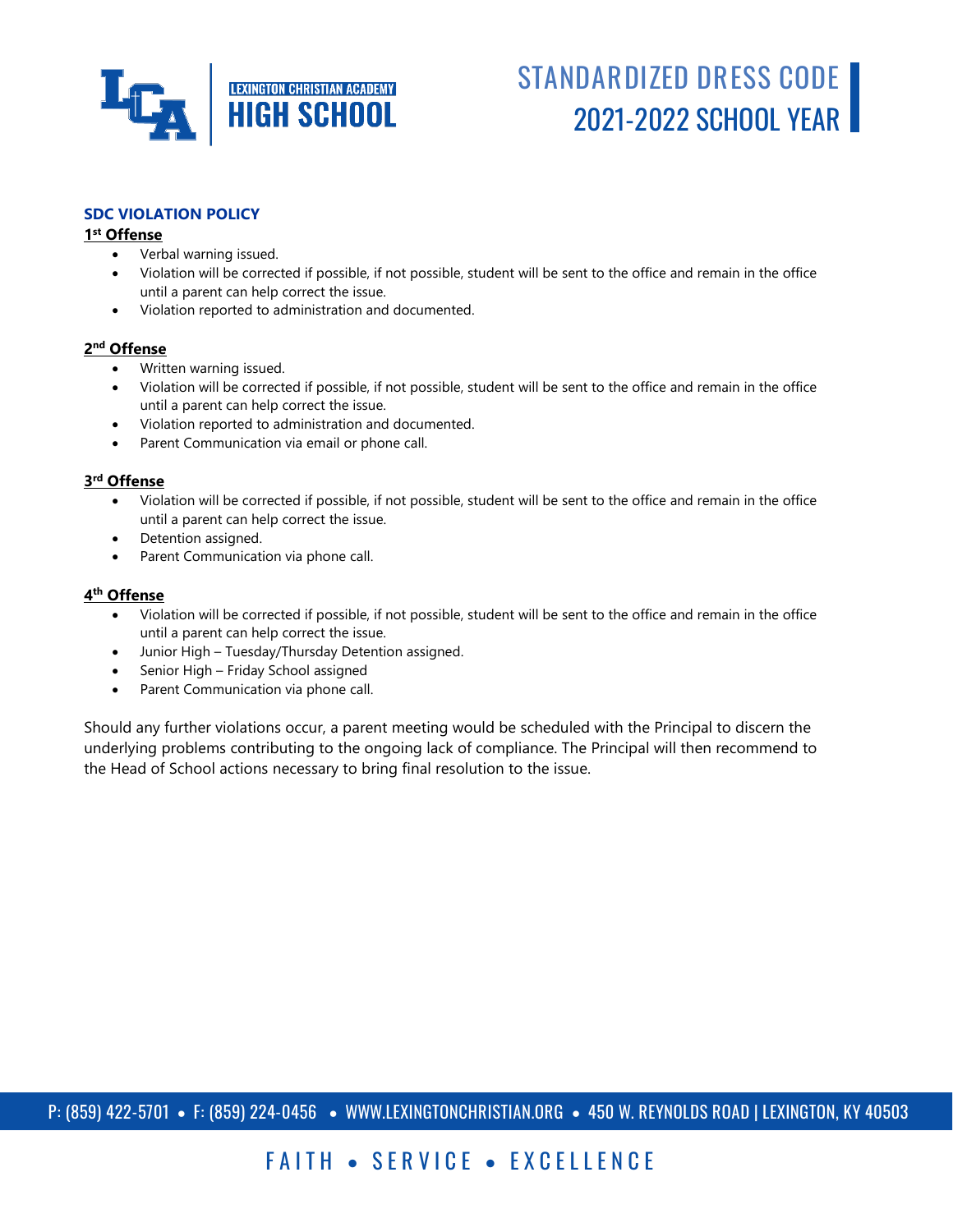## SDC VIOLATION POLICY

### 1st Offense

- Verbal warning issued.
- Violation will be corrected if possible, if not possible, student will be sent to the office and remain in the office until a parent can help correct the issue.
- Violation reported to administration and documented.

### 2nd Offense

- Written warning issued.
- Violation will be corrected if possible, if not possible, student will be sent to the office and remain in the office until a parent can help correct the issue.
- Violation reported to administration and documented.
- Parent Communication via email or phone call.

### 3rd Offense

- Violation will be corrected if possible, if not possible, student will be sent to the office and remain in the office until a parent can help correct the issue.
- Detention assigned.
- Parent Communication via phone call.

### 4th Offense

- Violation will be corrected if possible, if not possible, student will be sent to the office and remain in the office until a parent can help correct the issue.
- Junior High – Tuesday/Thursday Detention assigned.
- Senior High – Friday School assigned
- Parent Communication via phone call.

Should any further violations occur, a parent meeting would be scheduled with the Principal to discern the underlying problems contributing to the ongoing lack of compliance. The Principal will then recommend to the Head of School actions necessary to bring final resolution to the issue.